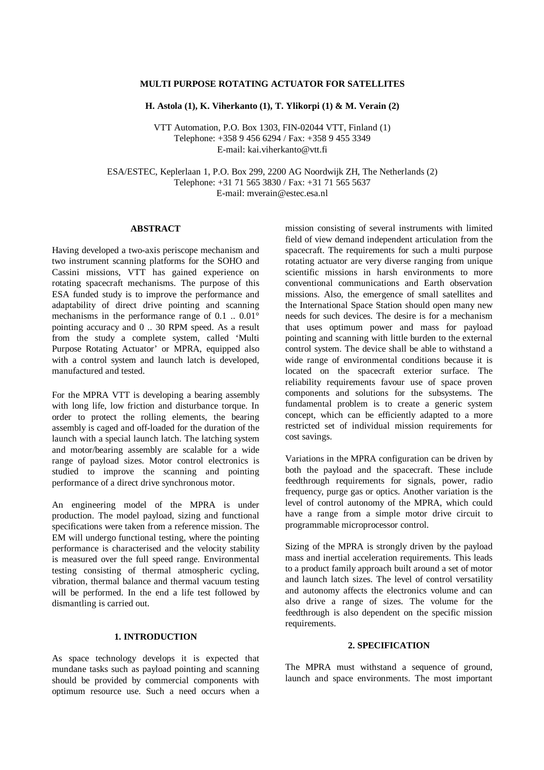# MULTI PURPOSE ROTATING ACTUATOR FOR SATELLITES

**H. Astola (1), K. Viherkanto (1), T. Ylikorpi (1) & M. Verain (2)**

VTT Automation, P.O. Box 1303, FIN-02044 VTT, Finland (1)
Telephone: +358 9 456 6294 / Fax: +358 9 455 3349
E-mail: kai.viherkanto@vtt.fi

ESA/ESTEC, Keplerlaan 1, P.O. Box 299, 2200 AG Noordwijk ZH, The Netherlands (2)
Telephone: +31 71 565 3830 / Fax: +31 71 565 5637
E-mail: mverain@estec.esa.nl

## ABSTRACT

Having developed a two-axis periscope mechanism and two instrument scanning platforms for the SOHO and Cassini missions, VTT has gained experience on rotating spacecraft mechanisms. The purpose of this ESA funded study is to improve the performance and adaptability of direct drive pointing and scanning mechanisms in the performance range of 0.1 .. 0.01° pointing accuracy and 0 .. 30 RPM speed. As a result from the study a complete system, called 'Multi Purpose Rotating Actuator' or MPRA, equipped also with a control system and launch latch is developed, manufactured and tested.

For the MPRA VTT is developing a bearing assembly with long life, low friction and disturbance torque. In order to protect the rolling elements, the bearing assembly is caged and off-loaded for the duration of the launch with a special launch latch. The latching system and motor/bearing assembly are scalable for a wide range of payload sizes. Motor control electronics is studied to improve the scanning and pointing performance of a direct drive synchronous motor.

An engineering model of the MPRA is under production. The model payload, sizing and functional specifications were taken from a reference mission. The EM will undergo functional testing, where the pointing performance is characterised and the velocity stability is measured over the full speed range. Environmental testing consisting of thermal atmospheric cycling, vibration, thermal balance and thermal vacuum testing will be performed. In the end a life test followed by dismantling is carried out.

## 1. INTRODUCTION

As space technology develops it is expected that mundane tasks such as payload pointing and scanning should be provided by commercial components with optimum resource use. Such a need occurs when a mission consisting of several instruments with limited field of view demand independent articulation from the spacecraft. The requirements for such a multi purpose rotating actuator are very diverse ranging from unique scientific missions in harsh environments to more conventional communications and Earth observation missions. Also, the emergence of small satellites and the International Space Station should open many new needs for such devices. The desire is for a mechanism that uses optimum power and mass for payload pointing and scanning with little burden to the external control system. The device shall be able to withstand a wide range of environmental conditions because it is located on the spacecraft exterior surface. The reliability requirements favour use of space proven components and solutions for the subsystems. The fundamental problem is to create a generic system concept, which can be efficiently adapted to a more restricted set of individual mission requirements for cost savings.

Variations in the MPRA configuration can be driven by both the payload and the spacecraft. These include feedthrough requirements for signals, power, radio frequency, purge gas or optics. Another variation is the level of control autonomy of the MPRA, which could have a range from a simple motor drive circuit to programmable microprocessor control.

Sizing of the MPRA is strongly driven by the payload mass and inertial acceleration requirements. This leads to a product family approach built around a set of motor and launch latch sizes. The level of control versatility and autonomy affects the electronics volume and can also drive a range of sizes. The volume for the feedthrough is also dependent on the specific mission requirements.

## 2. SPECIFICATION

The MPRA must withstand a sequence of ground, launch and space environments. The most important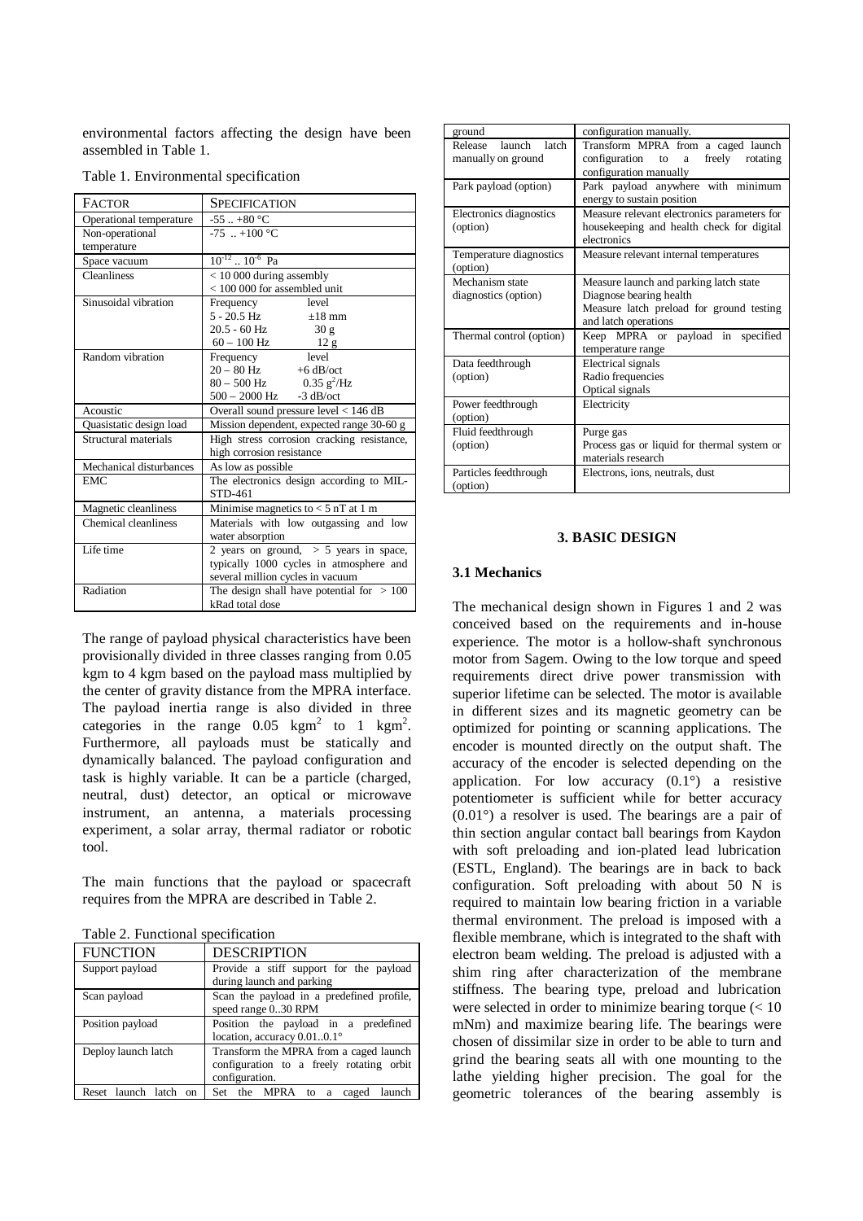environmental factors affecting the design have been assembled in Table 1.

Table 1. Environmental specification

| FACTOR | SPECIFICATION |
|---|---|
| Operational temperature | -55 .. +80 °C |
| Non-operational temperature | -75 .. +100 °C |
| Space vacuum | $10^{-12}$ .. $10^{-6}$ Pa |
| Cleanliness | < 10 000 during assembly<br>< 100 000 for assembled unit |
| Sinusoidal vibration | Frequency level<br>5 - 20.5 Hz ±18 mm<br>20.5 - 60 Hz 30 g<br>60 – 100 Hz 12 g |
| Random vibration | Frequency level<br>20 – 80 Hz +6 dB/oct<br>80 – 500 Hz 0.35 $g^2$/Hz<br>500 – 2000 Hz -3 dB/oct |
| Acoustic | Overall sound pressure level < 146 dB |
| Quasistatic design load | Mission dependent, expected range 30-60 g |
| Structural materials | High stress corrosion cracking resistance, high corrosion resistance |
| Mechanical disturbances | As low as possible |
| EMC | The electronics design according to MIL-STD-461 |
| Magnetic cleanliness | Minimise magnetics to < 5 nT at 1 m |
| Chemical cleanliness | Materials with low outgassing and low water absorption |
| Life time | 2 years on ground, > 5 years in space, typically 1000 cycles in atmosphere and several million cycles in vacuum |
| Radiation | The design shall have potential for > 100 kRad total dose |

The range of payload physical characteristics have been provisionally divided in three classes ranging from 0.05 kgm to 4 kgm based on the payload mass multiplied by the center of gravity distance from the MPRA interface. The payload inertia range is also divided in three categories in the range 0.05 kgm$^2$ to 1 kgm$^2$. Furthermore, all payloads must be statically and dynamically balanced. The payload configuration and task is highly variable. It can be a particle (charged, neutral, dust) detector, an optical or microwave instrument, an antenna, a materials processing experiment, a solar array, thermal radiator or robotic tool.

The main functions that the payload or spacecraft requires from the MPRA are described in Table 2.

Table 2. Functional specification

| FUNCTION | DESCRIPTION |
|---|---|
| Support payload | Provide a stiff support for the payload during launch and parking |
| Scan payload | Scan the payload in a predefined profile, speed range 0..30 RPM |
| Position payload | Position the payload in a predefined location, accuracy 0.01..0.1° |
| Deploy launch latch | Transform the MPRA from a caged launch configuration to a freely rotating orbit configuration. |
| Reset launch latch on ground | Set the MPRA to a caged launch configuration manually. |
| Release launch latch manually on ground | Transform MPRA from a caged launch configuration to a freely rotating configuration manually |
| Park payload (option) | Park payload anywhere with minimum energy to sustain position |
| Electronics diagnostics (option) | Measure relevant electronics parameters for housekeeping and health check for digital electronics |
| Temperature diagnostics (option) | Measure relevant internal temperatures |
| Mechanism state diagnostics (option) | Measure launch and parking latch state<br>Diagnose bearing health<br>Measure latch preload for ground testing and latch operations |
| Thermal control (option) | Keep MPRA or payload in specified temperature range |
| Data feedthrough (option) | Electrical signals<br>Radio frequencies<br>Optical signals |
| Power feedthrough (option) | Electricity |
| Fluid feedthrough (option) | Purge gas<br>Process gas or liquid for thermal system or materials research |
| Particles feedthrough (option) | Electrons, ions, neutrals, dust |

## 3. BASIC DESIGN

### 3.1 Mechanics

The mechanical design shown in Figures 1 and 2 was conceived based on the requirements and in-house experience. The motor is a hollow-shaft synchronous motor from Sagem. Owing to the low torque and speed requirements direct drive power transmission with superior lifetime can be selected. The motor is available in different sizes and its magnetic geometry can be optimized for pointing or scanning applications. The encoder is mounted directly on the output shaft. The accuracy of the encoder is selected depending on the application. For low accuracy (0.1°) a resistive potentiometer is sufficient while for better accuracy (0.01°) a resolver is used. The bearings are a pair of thin section angular contact ball bearings from Kaydon with soft preloading and ion-plated lead lubrication (ESTL, England). The bearings are in back to back configuration. Soft preloading with about 50 N is required to maintain low bearing friction in a variable thermal environment. The preload is imposed with a flexible membrane, which is integrated to the shaft with electron beam welding. The preload is adjusted with a shim ring after characterization of the membrane stiffness. The bearing type, preload and lubrication were selected in order to minimize bearing torque (< 10 mNm) and maximize bearing life. The bearings were chosen of dissimilar size in order to be able to turn and grind the bearing seats all with one mounting to the lathe yielding higher precision. The goal for the geometric tolerances of the bearing assembly is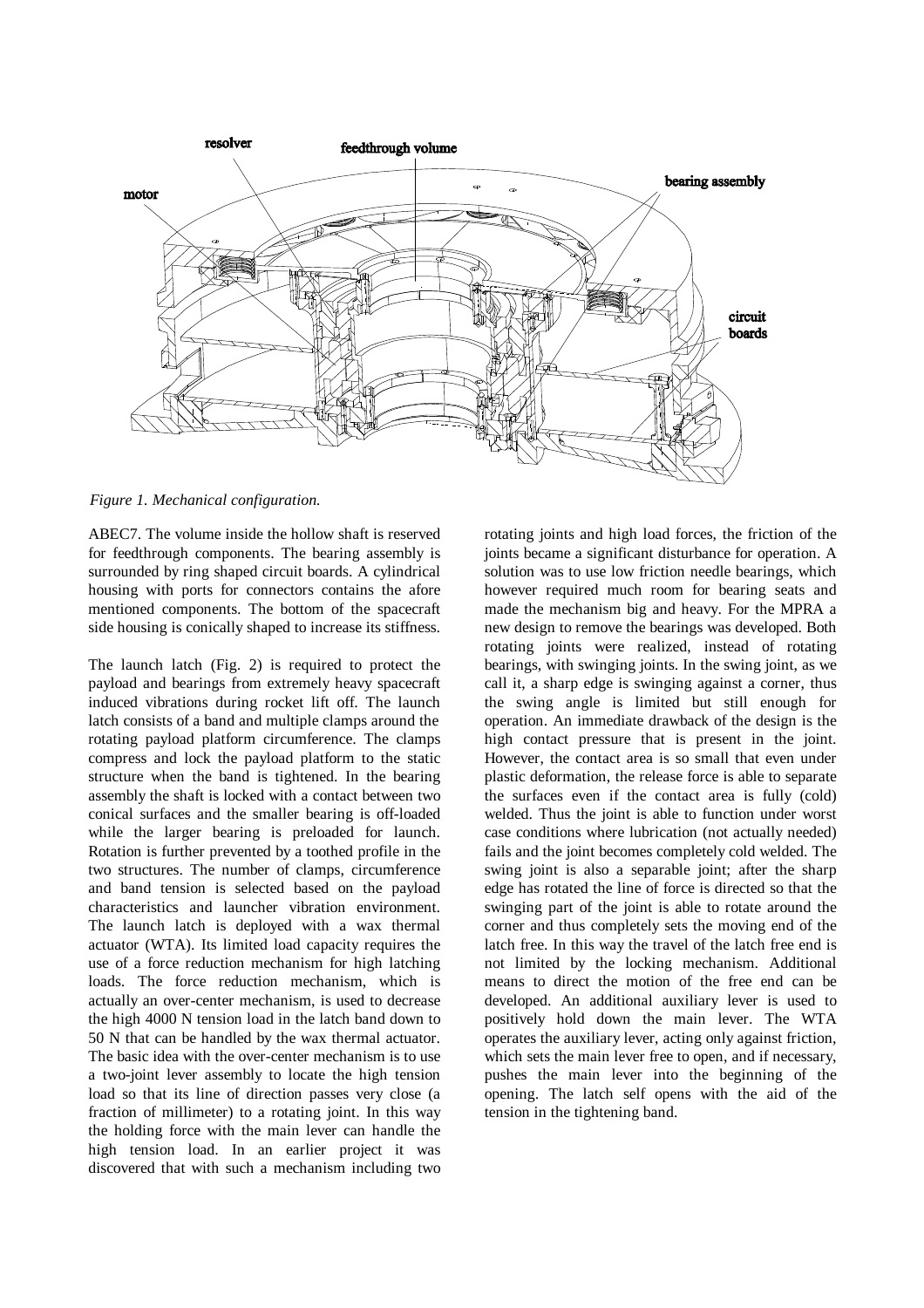*Figure 1. Mechanical configuration.*

ABEC7. The volume inside the hollow shaft is reserved for feedthrough components. The bearing assembly is surrounded by ring shaped circuit boards. A cylindrical housing with ports for connectors contains the afore mentioned components. The bottom of the spacecraft side housing is conically shaped to increase its stiffness.

The launch latch (Fig. 2) is required to protect the payload and bearings from extremely heavy spacecraft induced vibrations during rocket lift off. The launch latch consists of a band and multiple clamps around the rotating payload platform circumference. The clamps compress and lock the payload platform to the static structure when the band is tightened. In the bearing assembly the shaft is locked with a contact between two conical surfaces and the smaller bearing is off-loaded while the larger bearing is preloaded for launch. Rotation is further prevented by a toothed profile in the two structures. The number of clamps, circumference and band tension is selected based on the payload characteristics and launcher vibration environment. The launch latch is deployed with a wax thermal actuator (WTA). Its limited load capacity requires the use of a force reduction mechanism for high latching loads. The force reduction mechanism, which is actually an over-center mechanism, is used to decrease the high 4000 N tension load in the latch band down to 50 N that can be handled by the wax thermal actuator. The basic idea with the over-center mechanism is to use a two-joint lever assembly to locate the high tension load so that its line of direction passes very close (a fraction of millimeter) to a rotating joint. In this way the holding force with the main lever can handle the high tension load. In an earlier project it was discovered that with such a mechanism including two rotating joints and high load forces, the friction of the joints became a significant disturbance for operation. A solution was to use low friction needle bearings, which however required much room for bearing seats and made the mechanism big and heavy. For the MPRA a new design to remove the bearings was developed. Both rotating joints were realized, instead of rotating bearings, with swinging joints. In the swing joint, as we call it, a sharp edge is swinging against a corner, thus the swing angle is limited but still enough for operation. An immediate drawback of the design is the high contact pressure that is present in the joint. However, the contact area is so small that even under plastic deformation, the release force is able to separate the surfaces even if the contact area is fully (cold) welded. Thus the joint is able to function under worst case conditions where lubrication (not actually needed) fails and the joint becomes completely cold welded. The swing joint is also a separable joint; after the sharp edge has rotated the line of force is directed so that the swinging part of the joint is able to rotate around the corner and thus completely sets the moving end of the latch free. In this way the travel of the latch free end is not limited by the locking mechanism. Additional means to direct the motion of the free end can be developed. An additional auxiliary lever is used to positively hold down the main lever. The WTA operates the auxiliary lever, acting only against friction, which sets the main lever free to open, and if necessary, pushes the main lever into the beginning of the opening. The latch self opens with the aid of the tension in the tightening band.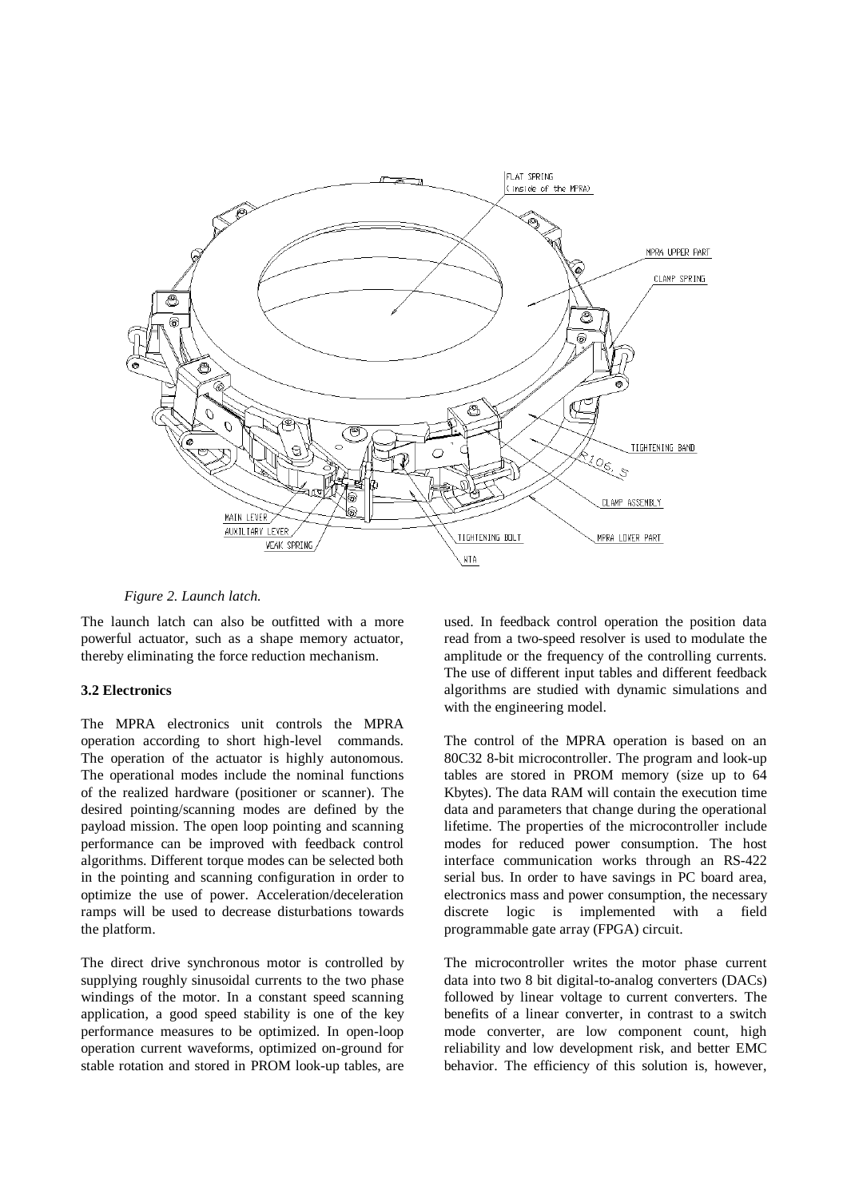*Figure 2. Launch latch.*

The launch latch can also be outfitted with a more powerful actuator, such as a shape memory actuator, thereby eliminating the force reduction mechanism.

**3.2 Electronics**

The MPRA electronics unit controls the MPRA operation according to short high-level commands. The operation of the actuator is highly autonomous. The operational modes include the nominal functions of the realized hardware (positioner or scanner). The desired pointing/scanning modes are defined by the payload mission. The open loop pointing and scanning performance can be improved with feedback control algorithms. Different torque modes can be selected both in the pointing and scanning configuration in order to optimize the use of power. Acceleration/deceleration ramps will be used to decrease disturbations towards the platform.

The direct drive synchronous motor is controlled by supplying roughly sinusoidal currents to the two phase windings of the motor. In a constant speed scanning application, a good speed stability is one of the key performance measures to be optimized. In open-loop operation current waveforms, optimized on-ground for stable rotation and stored in PROM look-up tables, are used. In feedback control operation the position data read from a two-speed resolver is used to modulate the amplitude or the frequency of the controlling currents. The use of different input tables and different feedback algorithms are studied with dynamic simulations and with the engineering model.

The control of the MPRA operation is based on an 80C32 8-bit microcontroller. The program and look-up tables are stored in PROM memory (size up to 64 Kbytes). The data RAM will contain the execution time data and parameters that change during the operational lifetime. The properties of the microcontroller include modes for reduced power consumption. The host interface communication works through an RS-422 serial bus. In order to have savings in PC board area, electronics mass and power consumption, the necessary discrete logic is implemented with a field programmable gate array (FPGA) circuit.

The microcontroller writes the motor phase current data into two 8 bit digital-to-analog converters (DACs) followed by linear voltage to current converters. The benefits of a linear converter, in contrast to a switch mode converter, are low component count, high reliability and low development risk, and better EMC behavior. The efficiency of this solution is, however,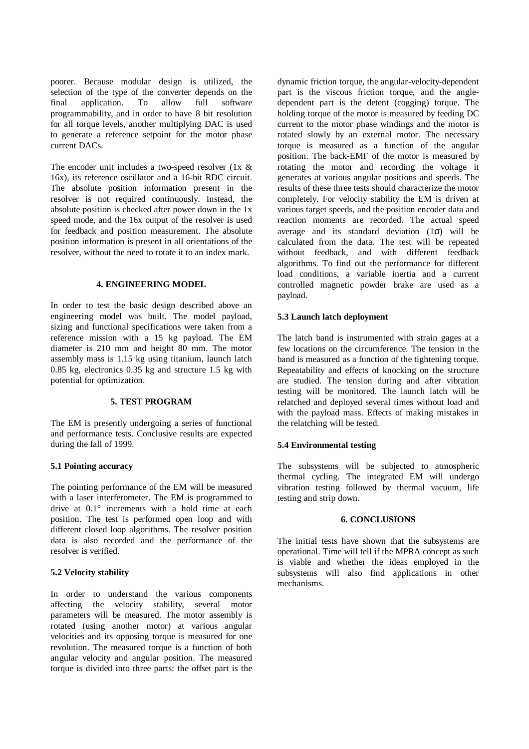poorer. Because modular design is utilized, the selection of the type of the converter depends on the final application. To allow full software programmability, and in order to have 8 bit resolution for all torque levels, another multiplying DAC is used to generate a reference setpoint for the motor phase current DACs.

The encoder unit includes a two-speed resolver (1x & 16x), its reference oscillator and a 16-bit RDC circuit. The absolute position information present in the resolver is not required continuously. Instead, the absolute position is checked after power down in the 1x speed mode, and the 16x output of the resolver is used for feedback and position measurement. The absolute position information is present in all orientations of the resolver, without the need to rotate it to an index mark.

## 4. ENGINEERING MODEL

In order to test the basic design described above an engineering model was built. The model payload, sizing and functional specifications were taken from a reference mission with a 15 kg payload. The EM diameter is 210 mm and height 80 mm. The motor assembly mass is 1.15 kg using titanium, launch latch 0.85 kg, electronics 0.35 kg and structure 1.5 kg with potential for optimization.

## 5. TEST PROGRAM

The EM is presently undergoing a series of functional and performance tests. Conclusive results are expected during the fall of 1999.

### 5.1 Pointing accuracy

The pointing performance of the EM will be measured with a laser interferometer. The EM is programmed to drive at 0.1° increments with a hold time at each position. The test is performed open loop and with different closed loop algorithms. The resolver position data is also recorded and the performance of the resolver is verified.

### 5.2 Velocity stability

In order to understand the various components affecting the velocity stability, several motor parameters will be measured. The motor assembly is rotated (using another motor) at various angular velocities and its opposing torque is measured for one revolution. The measured torque is a function of both angular velocity and angular position. The measured torque is divided into three parts: the offset part is the dynamic friction torque, the angular-velocity-dependent part is the viscous friction torque, and the angle-dependent part is the detent (cogging) torque. The holding torque of the motor is measured by feeding DC current to the motor phase windings and the motor is rotated slowly by an external motor. The necessary torque is measured as a function of the angular position. The back-EMF of the motor is measured by rotating the motor and recording the voltage it generates at various angular positions and speeds. The results of these three tests should characterize the motor completely. For velocity stability the EM is driven at various target speeds, and the position encoder data and reaction moments are recorded. The actual speed average and its standard deviation ($1\sigma$) will be calculated from the data. The test will be repeated without feedback, and with different feedback algorithms. To find out the performance for different load conditions, a variable inertia and a current controlled magnetic powder brake are used as a payload.

### 5.3 Launch latch deployment

The latch band is instrumented with strain gages at a few locations on the circumference. The tension in the band is measured as a function of the tightening torque. Repeatability and effects of knocking on the structure are studied. The tension during and after vibration testing will be monitored. The launch latch will be relatched and deployed several times without load and with the payload mass. Effects of making mistakes in the relatching will be tested.

### 5.4 Environmental testing

The subsystems will be subjected to atmospheric thermal cycling. The integrated EM will undergo vibration testing followed by thermal vacuum, life testing and strip down.

## 6. CONCLUSIONS

The initial tests have shown that the subsystems are operational. Time will tell if the MPRA concept as such is viable and whether the ideas employed in the subsystems will also find applications in other mechanisms.